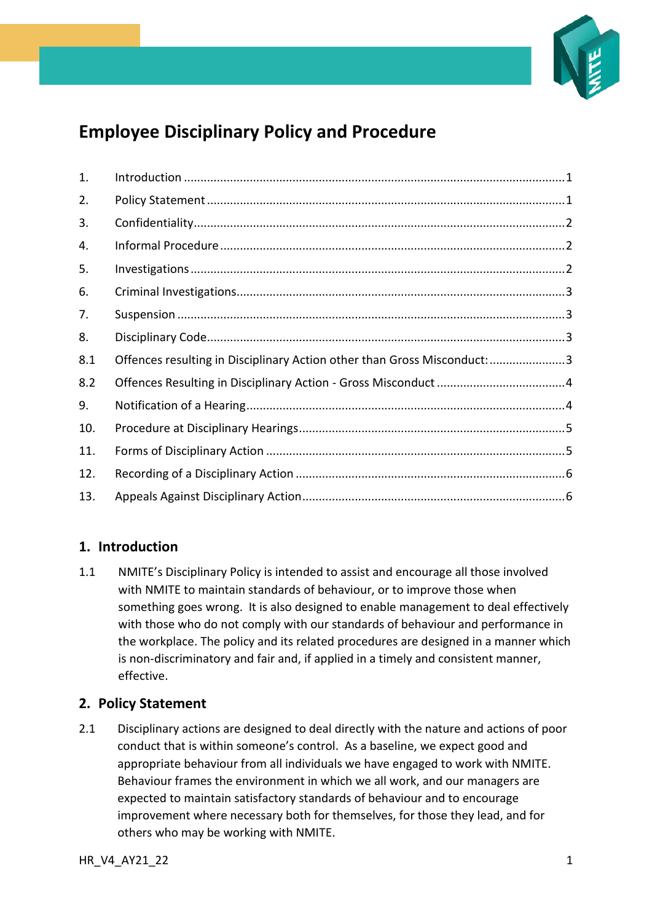# Employee Disciplinary Policy and Procedure

| | | |
|---|---|---|
| 1. | Introduction | 1 |
| 2. | Policy Statement | 1 |
| 3. | Confidentiality | 2 |
| 4. | Informal Procedure | 2 |
| 5. | Investigations | 2 |
| 6. | Criminal Investigations | 3 |
| 7. | Suspension | 3 |
| 8. | Disciplinary Code | 3 |
| 8.1 | Offences resulting in Disciplinary Action other than Gross Misconduct: | 3 |
| 8.2 | Offences Resulting in Disciplinary Action - Gross Misconduct | 4 |
| 9. | Notification of a Hearing | 4 |
| 10. | Procedure at Disciplinary Hearings | 5 |
| 11. | Forms of Disciplinary Action | 5 |
| 12. | Recording of a Disciplinary Action | 6 |
| 13. | Appeals Against Disciplinary Action | 6 |

## 1. Introduction

1.1 NMITE's Disciplinary Policy is intended to assist and encourage all those involved with NMITE to maintain standards of behaviour, or to improve those when something goes wrong. It is also designed to enable management to deal effectively with those who do not comply with our standards of behaviour and performance in the workplace. The policy and its related procedures are designed in a manner which is non-discriminatory and fair and, if applied in a timely and consistent manner, effective.

## 2. Policy Statement

2.1 Disciplinary actions are designed to deal directly with the nature and actions of poor conduct that is within someone's control. As a baseline, we expect good and appropriate behaviour from all individuals we have engaged to work with NMITE. Behaviour frames the environment in which we all work, and our managers are expected to maintain satisfactory standards of behaviour and to encourage improvement where necessary both for themselves, for those they lead, and for others who may be working with NMITE.

HR_V4_AY21_22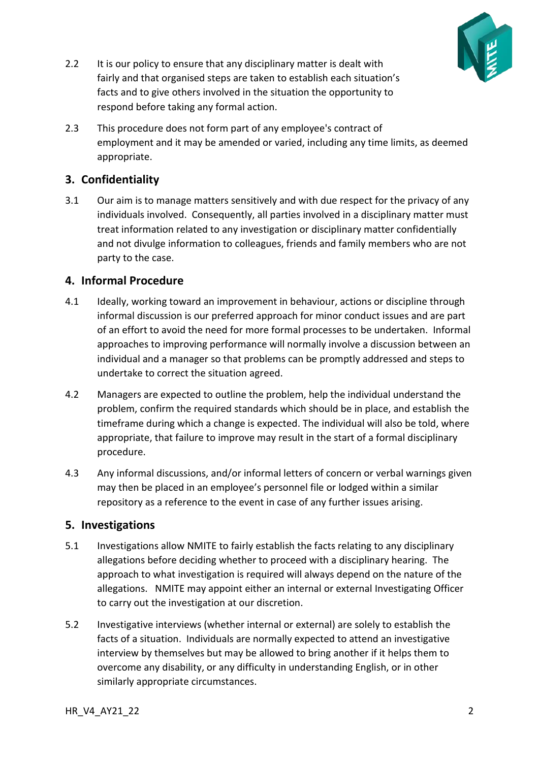2.2 It is our policy to ensure that any disciplinary matter is dealt with fairly and that organised steps are taken to establish each situation's facts and to give others involved in the situation the opportunity to respond before taking any formal action.

2.3 This procedure does not form part of any employee's contract of employment and it may be amended or varied, including any time limits, as deemed appropriate.

## 3. Confidentiality

3.1 Our aim is to manage matters sensitively and with due respect for the privacy of any individuals involved. Consequently, all parties involved in a disciplinary matter must treat information related to any investigation or disciplinary matter confidentially and not divulge information to colleagues, friends and family members who are not party to the case.

## 4. Informal Procedure

4.1 Ideally, working toward an improvement in behaviour, actions or discipline through informal discussion is our preferred approach for minor conduct issues and are part of an effort to avoid the need for more formal processes to be undertaken. Informal approaches to improving performance will normally involve a discussion between an individual and a manager so that problems can be promptly addressed and steps to undertake to correct the situation agreed.

4.2 Managers are expected to outline the problem, help the individual understand the problem, confirm the required standards which should be in place, and establish the timeframe during which a change is expected. The individual will also be told, where appropriate, that failure to improve may result in the start of a formal disciplinary procedure.

4.3 Any informal discussions, and/or informal letters of concern or verbal warnings given may then be placed in an employee's personnel file or lodged within a similar repository as a reference to the event in case of any further issues arising.

## 5. Investigations

5.1 Investigations allow NMITE to fairly establish the facts relating to any disciplinary allegations before deciding whether to proceed with a disciplinary hearing. The approach to what investigation is required will always depend on the nature of the allegations. NMITE may appoint either an internal or external Investigating Officer to carry out the investigation at our discretion.

5.2 Investigative interviews (whether internal or external) are solely to establish the facts of a situation. Individuals are normally expected to attend an investigative interview by themselves but may be allowed to bring another if it helps them to overcome any disability, or any difficulty in understanding English, or in other similarly appropriate circumstances.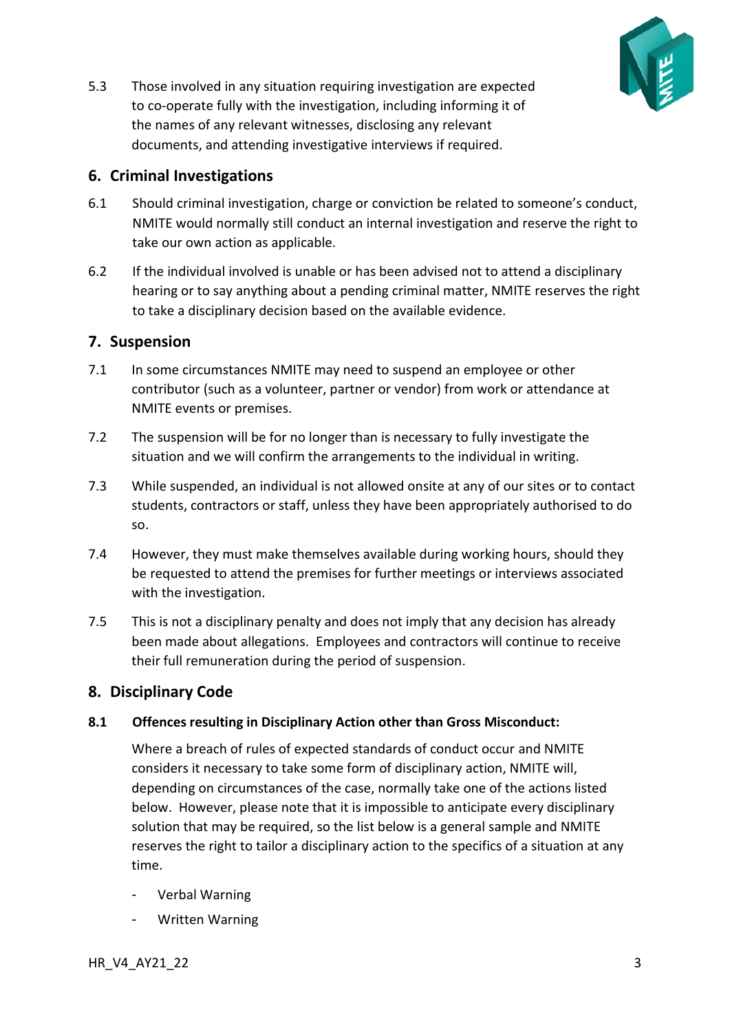5.3 Those involved in any situation requiring investigation are expected to co-operate fully with the investigation, including informing it of the names of any relevant witnesses, disclosing any relevant documents, and attending investigative interviews if required.

## 6. Criminal Investigations

6.1 Should criminal investigation, charge or conviction be related to someone's conduct, NMITE would normally still conduct an internal investigation and reserve the right to take our own action as applicable.

6.2 If the individual involved is unable or has been advised not to attend a disciplinary hearing or to say anything about a pending criminal matter, NMITE reserves the right to take a disciplinary decision based on the available evidence.

## 7. Suspension

7.1 In some circumstances NMITE may need to suspend an employee or other contributor (such as a volunteer, partner or vendor) from work or attendance at NMITE events or premises.

7.2 The suspension will be for no longer than is necessary to fully investigate the situation and we will confirm the arrangements to the individual in writing.

7.3 While suspended, an individual is not allowed onsite at any of our sites or to contact students, contractors or staff, unless they have been appropriately authorised to do so.

7.4 However, they must make themselves available during working hours, should they be requested to attend the premises for further meetings or interviews associated with the investigation.

7.5 This is not a disciplinary penalty and does not imply that any decision has already been made about allegations. Employees and contractors will continue to receive their full remuneration during the period of suspension.

## 8. Disciplinary Code

**8.1 Offences resulting in Disciplinary Action other than Gross Misconduct:**

Where a breach of rules of expected standards of conduct occur and NMITE considers it necessary to take some form of disciplinary action, NMITE will, depending on circumstances of the case, normally take one of the actions listed below. However, please note that it is impossible to anticipate every disciplinary solution that may be required, so the list below is a general sample and NMITE reserves the right to tailor a disciplinary action to the specifics of a situation at any time.

- Verbal Warning
- Written Warning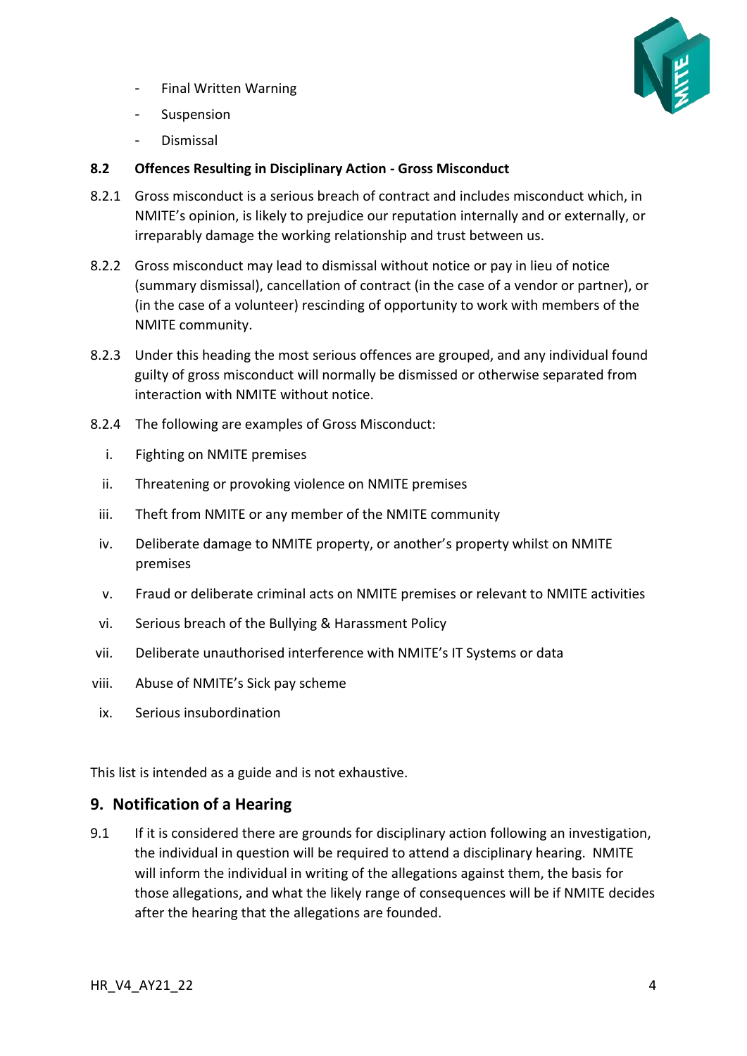- Final Written Warning
- Suspension
- Dismissal

### 8.2 Offences Resulting in Disciplinary Action - Gross Misconduct

8.2.1 Gross misconduct is a serious breach of contract and includes misconduct which, in NMITE's opinion, is likely to prejudice our reputation internally and or externally, or irreparably damage the working relationship and trust between us.

8.2.2 Gross misconduct may lead to dismissal without notice or pay in lieu of notice (summary dismissal), cancellation of contract (in the case of a vendor or partner), or (in the case of a volunteer) rescinding of opportunity to work with members of the NMITE community.

8.2.3 Under this heading the most serious offences are grouped, and any individual found guilty of gross misconduct will normally be dismissed or otherwise separated from interaction with NMITE without notice.

8.2.4 The following are examples of Gross Misconduct:

i. Fighting on NMITE premises

ii. Threatening or provoking violence on NMITE premises

iii. Theft from NMITE or any member of the NMITE community

iv. Deliberate damage to NMITE property, or another's property whilst on NMITE premises

v. Fraud or deliberate criminal acts on NMITE premises or relevant to NMITE activities

vi. Serious breach of the Bullying & Harassment Policy

vii. Deliberate unauthorised interference with NMITE's IT Systems or data

viii. Abuse of NMITE's Sick pay scheme

ix. Serious insubordination

This list is intended as a guide and is not exhaustive.

## 9. Notification of a Hearing

9.1 If it is considered there are grounds for disciplinary action following an investigation, the individual in question will be required to attend a disciplinary hearing. NMITE will inform the individual in writing of the allegations against them, the basis for those allegations, and what the likely range of consequences will be if NMITE decides after the hearing that the allegations are founded.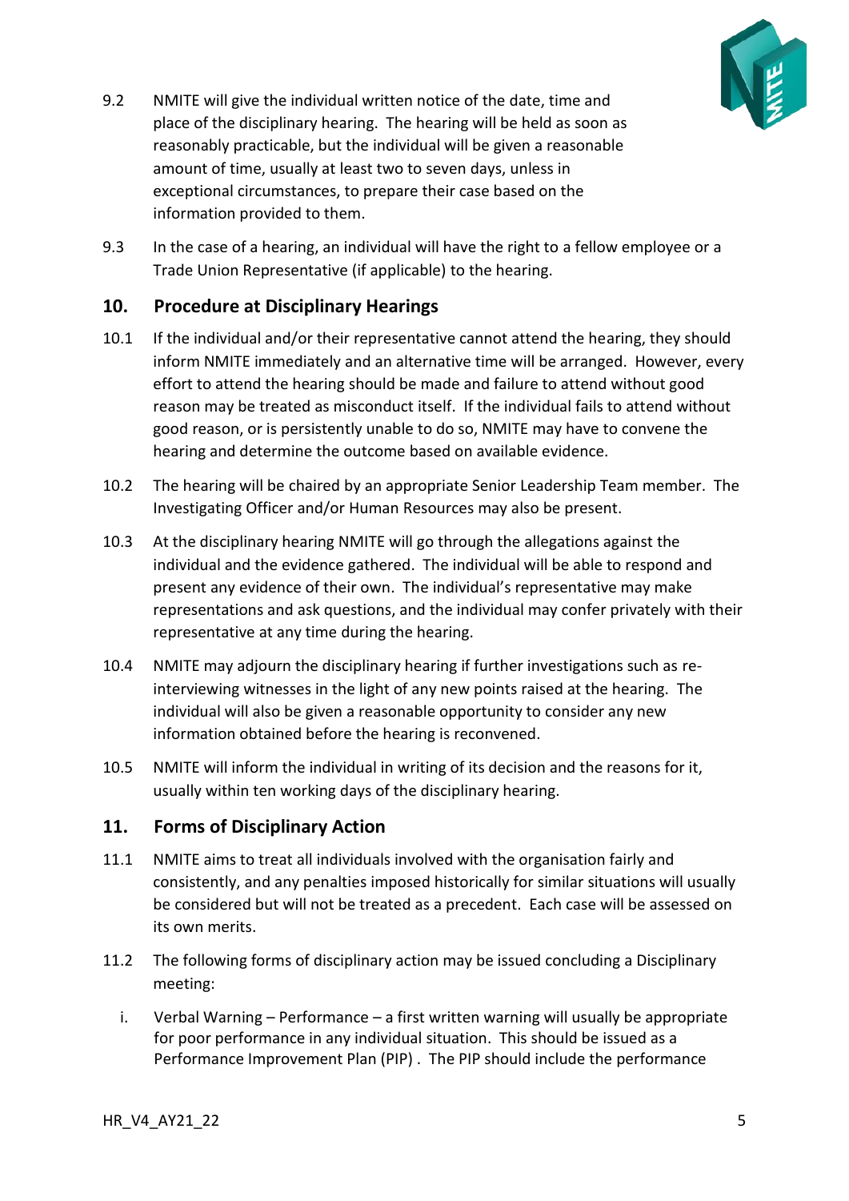9.2 NMITE will give the individual written notice of the date, time and place of the disciplinary hearing. The hearing will be held as soon as reasonably practicable, but the individual will be given a reasonable amount of time, usually at least two to seven days, unless in exceptional circumstances, to prepare their case based on the information provided to them.

9.3 In the case of a hearing, an individual will have the right to a fellow employee or a Trade Union Representative (if applicable) to the hearing.

## 10. Procedure at Disciplinary Hearings

10.1 If the individual and/or their representative cannot attend the hearing, they should inform NMITE immediately and an alternative time will be arranged. However, every effort to attend the hearing should be made and failure to attend without good reason may be treated as misconduct itself. If the individual fails to attend without good reason, or is persistently unable to do so, NMITE may have to convene the hearing and determine the outcome based on available evidence.

10.2 The hearing will be chaired by an appropriate Senior Leadership Team member. The Investigating Officer and/or Human Resources may also be present.

10.3 At the disciplinary hearing NMITE will go through the allegations against the individual and the evidence gathered. The individual will be able to respond and present any evidence of their own. The individual's representative may make representations and ask questions, and the individual may confer privately with their representative at any time during the hearing.

10.4 NMITE may adjourn the disciplinary hearing if further investigations such as re-interviewing witnesses in the light of any new points raised at the hearing. The individual will also be given a reasonable opportunity to consider any new information obtained before the hearing is reconvened.

10.5 NMITE will inform the individual in writing of its decision and the reasons for it, usually within ten working days of the disciplinary hearing.

## 11. Forms of Disciplinary Action

11.1 NMITE aims to treat all individuals involved with the organisation fairly and consistently, and any penalties imposed historically for similar situations will usually be considered but will not be treated as a precedent. Each case will be assessed on its own merits.

11.2 The following forms of disciplinary action may be issued concluding a Disciplinary meeting:

i. Verbal Warning – Performance – a first written warning will usually be appropriate for poor performance in any individual situation. This should be issued as a Performance Improvement Plan (PIP) . The PIP should include the performance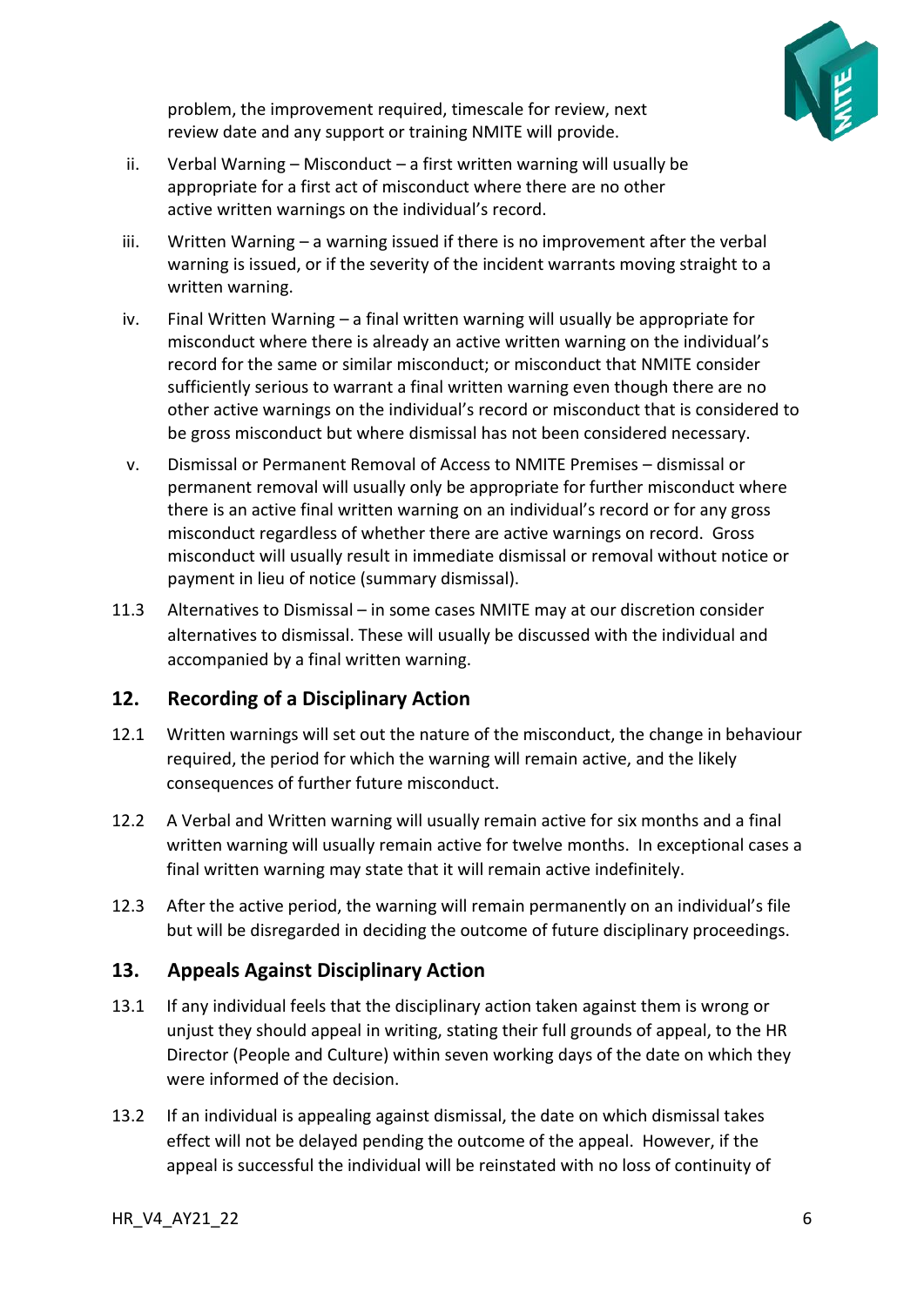problem, the improvement required, timescale for review, next review date and any support or training NMITE will provide.

ii. Verbal Warning – Misconduct – a first written warning will usually be appropriate for a first act of misconduct where there are no other active written warnings on the individual's record.

iii. Written Warning – a warning issued if there is no improvement after the verbal warning is issued, or if the severity of the incident warrants moving straight to a written warning.

iv. Final Written Warning – a final written warning will usually be appropriate for misconduct where there is already an active written warning on the individual's record for the same or similar misconduct; or misconduct that NMITE consider sufficiently serious to warrant a final written warning even though there are no other active warnings on the individual's record or misconduct that is considered to be gross misconduct but where dismissal has not been considered necessary.

v. Dismissal or Permanent Removal of Access to NMITE Premises – dismissal or permanent removal will usually only be appropriate for further misconduct where there is an active final written warning on an individual's record or for any gross misconduct regardless of whether there are active warnings on record. Gross misconduct will usually result in immediate dismissal or removal without notice or payment in lieu of notice (summary dismissal).

11.3 Alternatives to Dismissal – in some cases NMITE may at our discretion consider alternatives to dismissal. These will usually be discussed with the individual and accompanied by a final written warning.

## 12. Recording of a Disciplinary Action

12.1 Written warnings will set out the nature of the misconduct, the change in behaviour required, the period for which the warning will remain active, and the likely consequences of further future misconduct.

12.2 A Verbal and Written warning will usually remain active for six months and a final written warning will usually remain active for twelve months. In exceptional cases a final written warning may state that it will remain active indefinitely.

12.3 After the active period, the warning will remain permanently on an individual's file but will be disregarded in deciding the outcome of future disciplinary proceedings.

## 13. Appeals Against Disciplinary Action

13.1 If any individual feels that the disciplinary action taken against them is wrong or unjust they should appeal in writing, stating their full grounds of appeal, to the HR Director (People and Culture) within seven working days of the date on which they were informed of the decision.

13.2 If an individual is appealing against dismissal, the date on which dismissal takes effect will not be delayed pending the outcome of the appeal. However, if the appeal is successful the individual will be reinstated with no loss of continuity of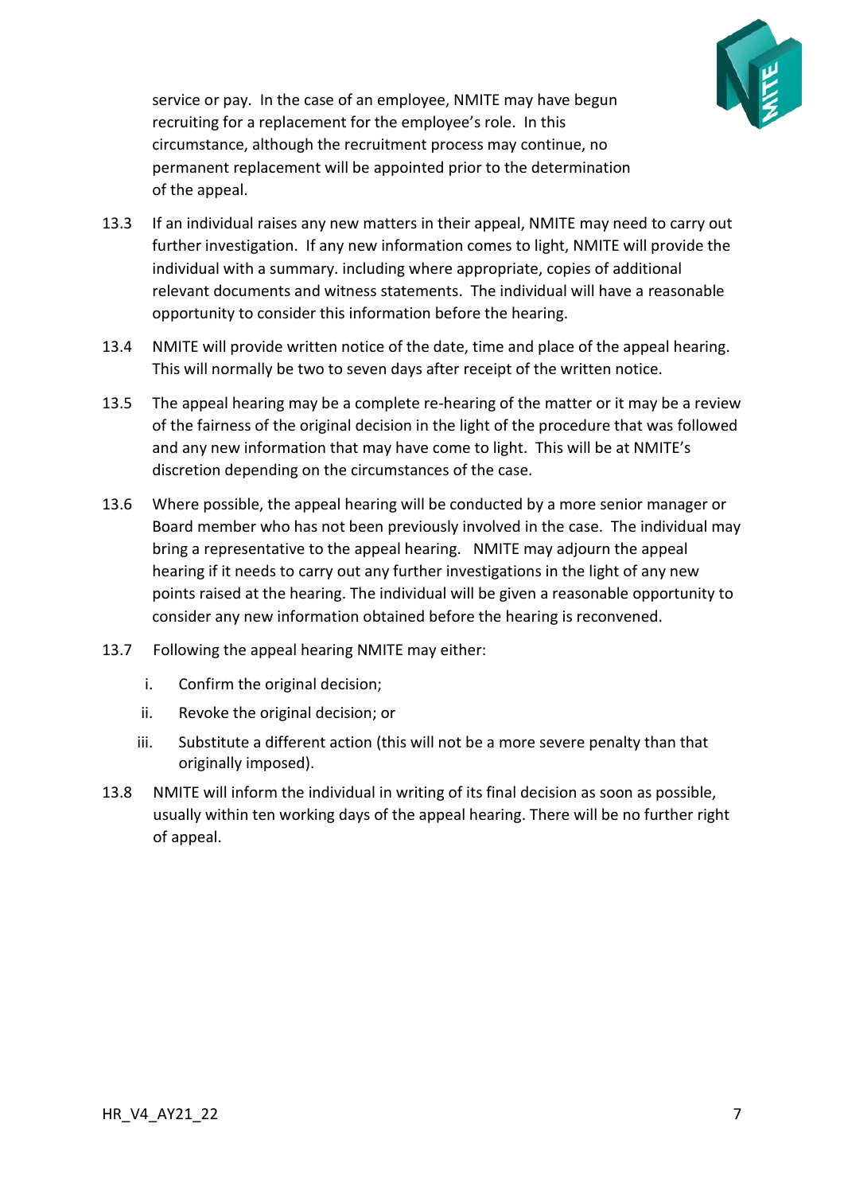service or pay. In the case of an employee, NMITE may have begun recruiting for a replacement for the employee's role. In this circumstance, although the recruitment process may continue, no permanent replacement will be appointed prior to the determination of the appeal.

13.3 If an individual raises any new matters in their appeal, NMITE may need to carry out further investigation. If any new information comes to light, NMITE will provide the individual with a summary. including where appropriate, copies of additional relevant documents and witness statements. The individual will have a reasonable opportunity to consider this information before the hearing.

13.4 NMITE will provide written notice of the date, time and place of the appeal hearing. This will normally be two to seven days after receipt of the written notice.

13.5 The appeal hearing may be a complete re-hearing of the matter or it may be a review of the fairness of the original decision in the light of the procedure that was followed and any new information that may have come to light. This will be at NMITE's discretion depending on the circumstances of the case.

13.6 Where possible, the appeal hearing will be conducted by a more senior manager or Board member who has not been previously involved in the case. The individual may bring a representative to the appeal hearing. NMITE may adjourn the appeal hearing if it needs to carry out any further investigations in the light of any new points raised at the hearing. The individual will be given a reasonable opportunity to consider any new information obtained before the hearing is reconvened.

13.7 Following the appeal hearing NMITE may either:

i. Confirm the original decision;
ii. Revoke the original decision; or
iii. Substitute a different action (this will not be a more severe penalty than that originally imposed).

13.8 NMITE will inform the individual in writing of its final decision as soon as possible, usually within ten working days of the appeal hearing. There will be no further right of appeal.